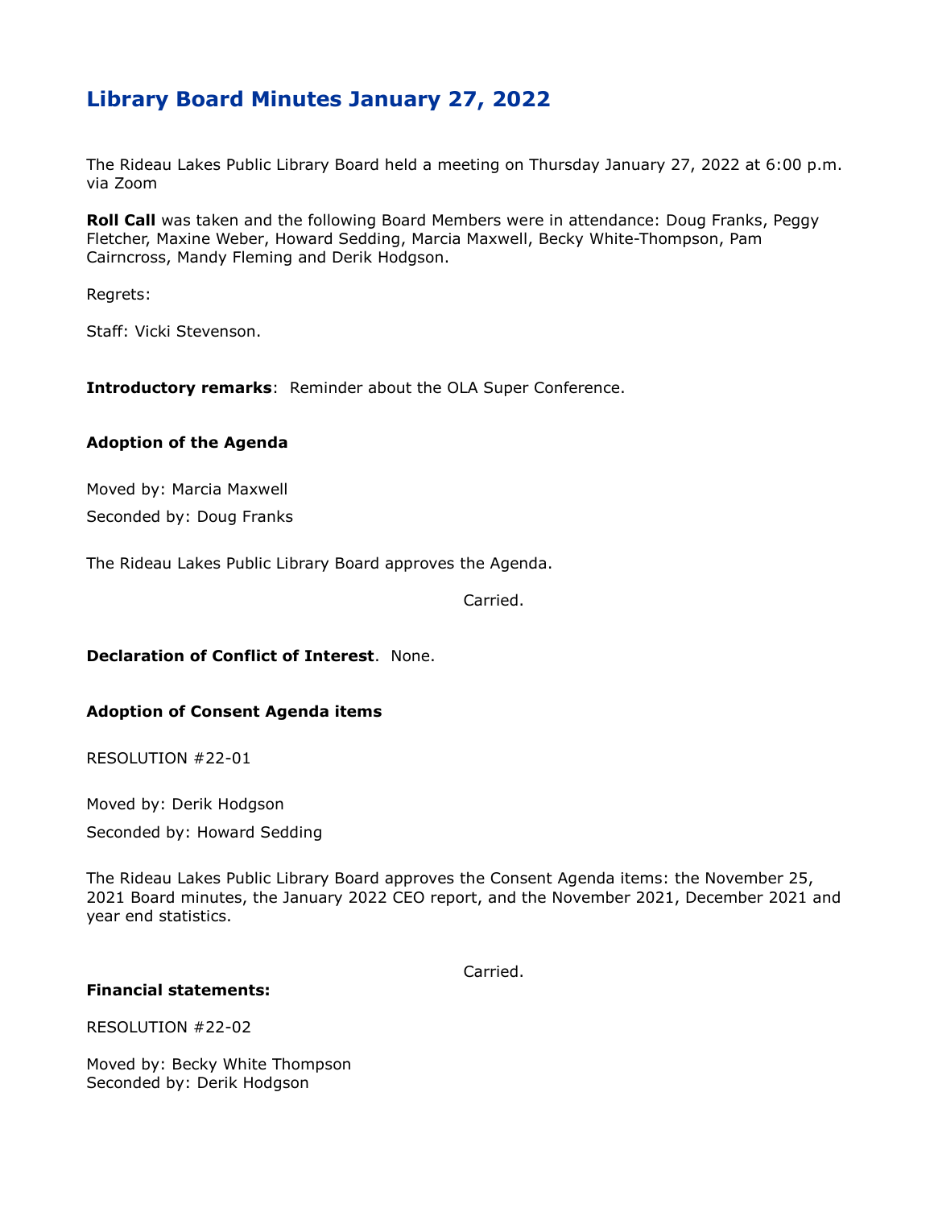# Library Board Minutes January 27, 2022

The Rideau Lakes Public Library Board held a meeting on Thursday January 27, 2022 at 6:00 p.m. via Zoom

**Roll Call** was taken and the following Board Members were in attendance: Doug Franks, Peggy Fletcher, Maxine Weber, Howard Sedding, Marcia Maxwell, Becky White-Thompson, Pam Cairncross, Mandy Fleming and Derik Hodgson.

Regrets:

Staff: Vicki Stevenson.

**Introductory remarks**: Reminder about the OLA Super Conference.

**Adoption of the Agenda**

Moved by: Marcia Maxwell

Seconded by: Doug Franks

The Rideau Lakes Public Library Board approves the Agenda.

Carried.

**Declaration of Conflict of Interest**. None.

**Adoption of Consent Agenda items**

RESOLUTION #22-01

Moved by: Derik Hodgson

Seconded by: Howard Sedding

The Rideau Lakes Public Library Board approves the Consent Agenda items: the November 25, 2021 Board minutes, the January 2022 CEO report, and the November 2021, December 2021 and year end statistics.

Carried.

**Financial statements:**

RESOLUTION #22-02

Moved by: Becky White Thompson
Seconded by: Derik Hodgson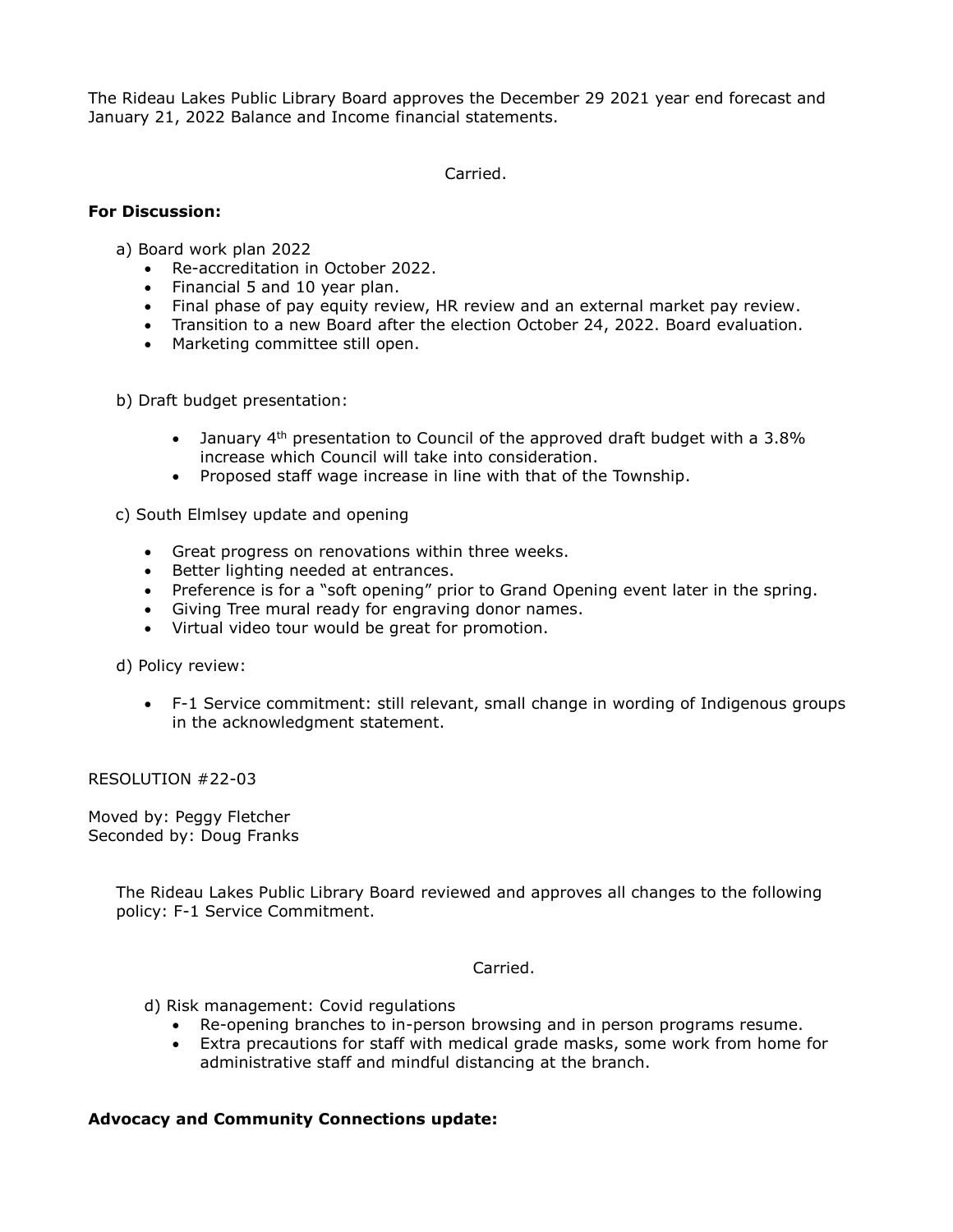The Rideau Lakes Public Library Board approves the December 29 2021 year end forecast and January 21, 2022 Balance and Income financial statements.

Carried.

**For Discussion:**

a) Board work plan 2022

- Re-accreditation in October 2022.
- Financial 5 and 10 year plan.
- Final phase of pay equity review, HR review and an external market pay review.
- Transition to a new Board after the election October 24, 2022. Board evaluation.
- Marketing committee still open.

b) Draft budget presentation:

- January 4th presentation to Council of the approved draft budget with a 3.8% increase which Council will take into consideration.
- Proposed staff wage increase in line with that of the Township.

c) South Elmlsey update and opening

- Great progress on renovations within three weeks.
- Better lighting needed at entrances.
- Preference is for a "soft opening" prior to Grand Opening event later in the spring.
- Giving Tree mural ready for engraving donor names.
- Virtual video tour would be great for promotion.

d) Policy review:

- F-1 Service commitment: still relevant, small change in wording of Indigenous groups in the acknowledgment statement.

RESOLUTION #22-03

Moved by: Peggy Fletcher
Seconded by: Doug Franks

The Rideau Lakes Public Library Board reviewed and approves all changes to the following policy: F-1 Service Commitment.

Carried.

d) Risk management: Covid regulations

- Re-opening branches to in-person browsing and in person programs resume.
- Extra precautions for staff with medical grade masks, some work from home for administrative staff and mindful distancing at the branch.

**Advocacy and Community Connections update:**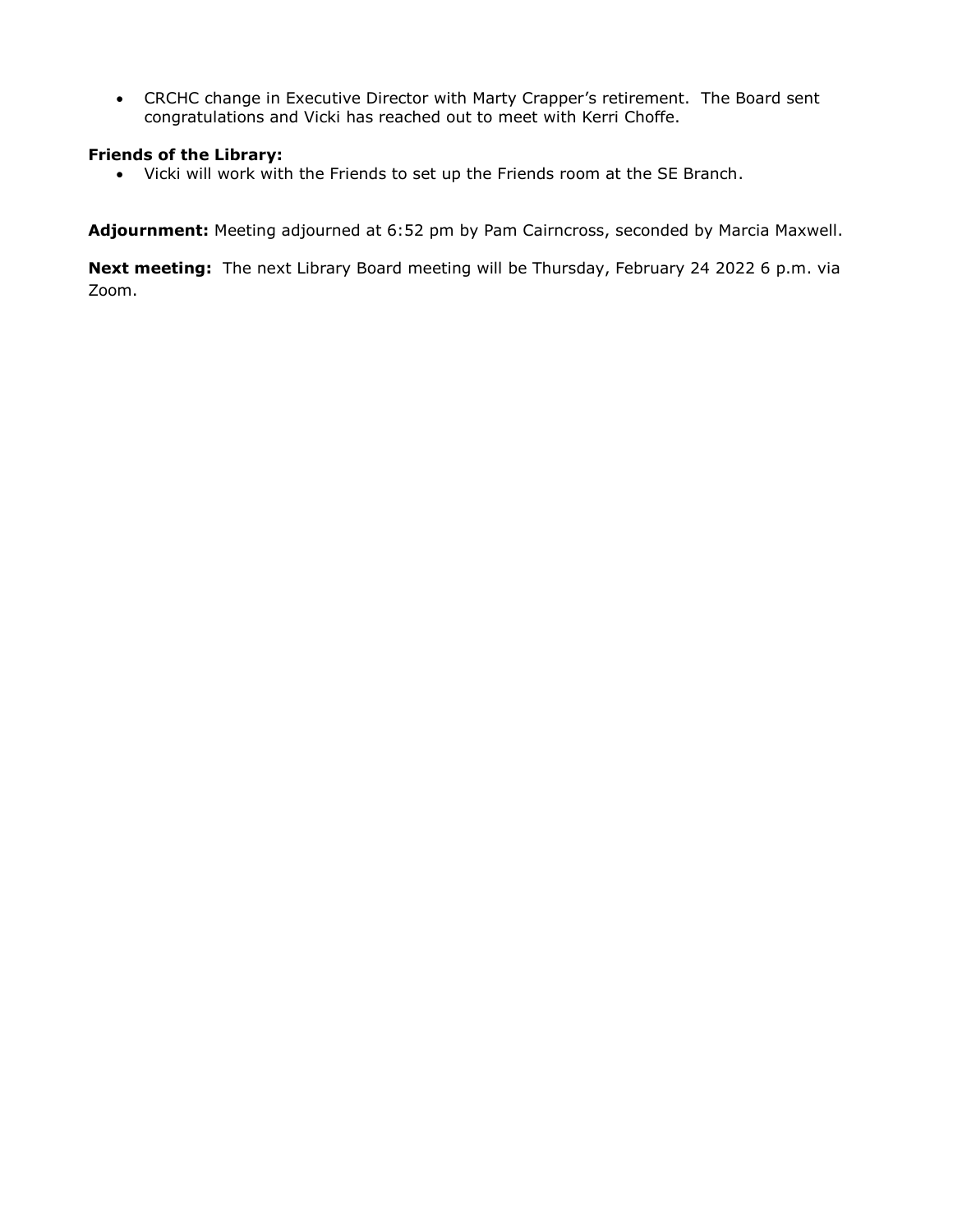- CRCHC change in Executive Director with Marty Crapper's retirement. The Board sent congratulations and Vicki has reached out to meet with Kerri Choffe.

**Friends of the Library:**

- Vicki will work with the Friends to set up the Friends room at the SE Branch.

**Adjournment:** Meeting adjourned at 6:52 pm by Pam Cairncross, seconded by Marcia Maxwell.

**Next meeting:** The next Library Board meeting will be Thursday, February 24 2022 6 p.m. via Zoom.